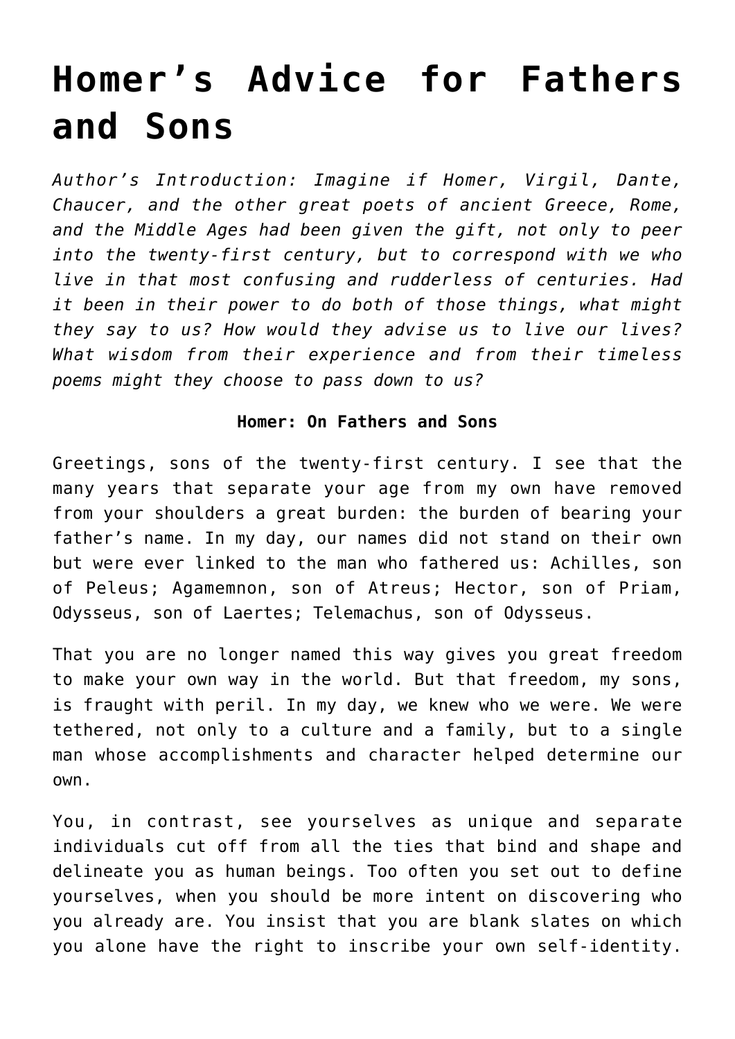# Homer's Advice for Fathers and Sons

*Author's Introduction: Imagine if Homer, Virgil, Dante, Chaucer, and the other great poets of ancient Greece, Rome, and the Middle Ages had been given the gift, not only to peer into the twenty-first century, but to correspond with we who live in that most confusing and rudderless of centuries. Had it been in their power to do both of those things, what might they say to us? How would they advise us to live our lives? What wisdom from their experience and from their timeless poems might they choose to pass down to us?*

**Homer: On Fathers and Sons**

Greetings, sons of the twenty-first century. I see that the many years that separate your age from my own have removed from your shoulders a great burden: the burden of bearing your father's name. In my day, our names did not stand on their own but were ever linked to the man who fathered us: Achilles, son of Peleus; Agamemnon, son of Atreus; Hector, son of Priam, Odysseus, son of Laertes; Telemachus, son of Odysseus.

That you are no longer named this way gives you great freedom to make your own way in the world. But that freedom, my sons, is fraught with peril. In my day, we knew who we were. We were tethered, not only to a culture and a family, but to a single man whose accomplishments and character helped determine our own.

You, in contrast, see yourselves as unique and separate individuals cut off from all the ties that bind and shape and delineate you as human beings. Too often you set out to define yourselves, when you should be more intent on discovering who you already are. You insist that you are blank slates on which you alone have the right to inscribe your own self-identity.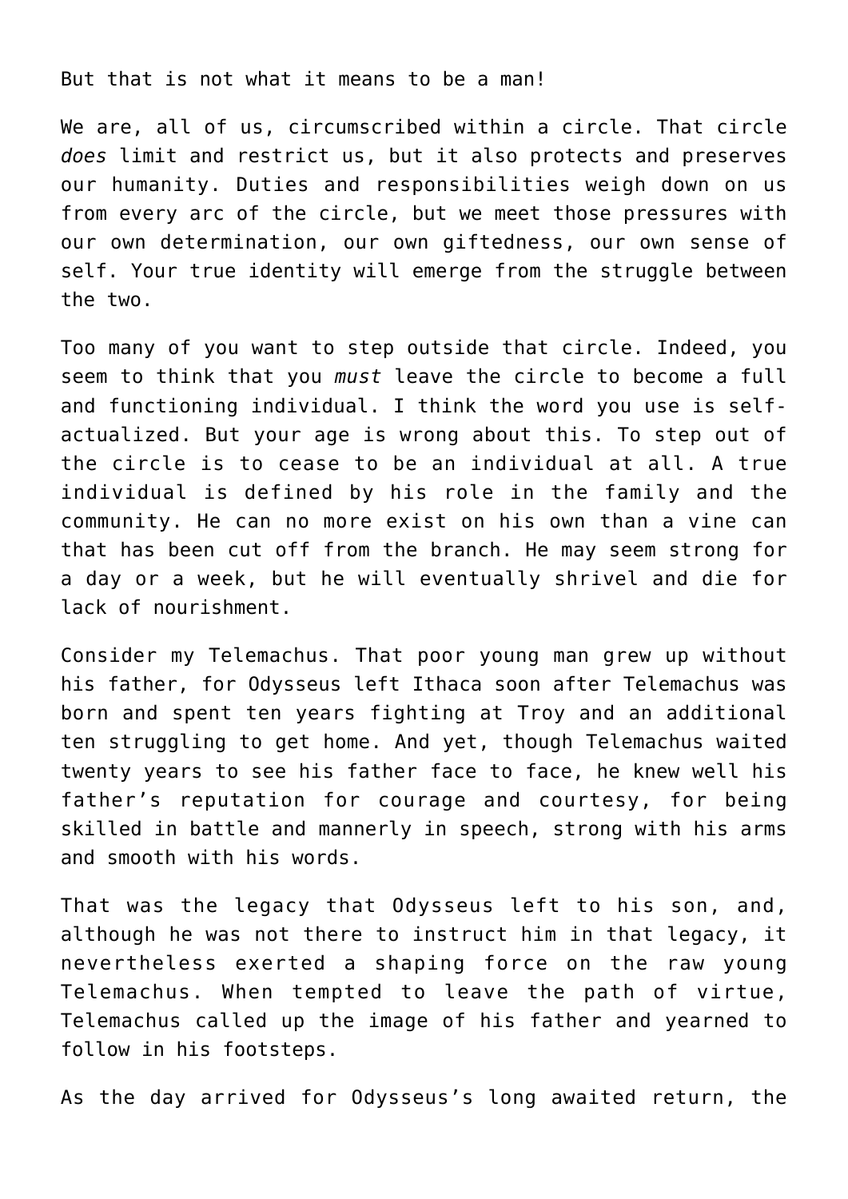But that is not what it means to be a man!

We are, all of us, circumscribed within a circle. That circle *does* limit and restrict us, but it also protects and preserves our humanity. Duties and responsibilities weigh down on us from every arc of the circle, but we meet those pressures with our own determination, our own giftedness, our own sense of self. Your true identity will emerge from the struggle between the two.

Too many of you want to step outside that circle. Indeed, you seem to think that you *must* leave the circle to become a full and functioning individual. I think the word you use is self-actualized. But your age is wrong about this. To step out of the circle is to cease to be an individual at all. A true individual is defined by his role in the family and the community. He can no more exist on his own than a vine can that has been cut off from the branch. He may seem strong for a day or a week, but he will eventually shrivel and die for lack of nourishment.

Consider my Telemachus. That poor young man grew up without his father, for Odysseus left Ithaca soon after Telemachus was born and spent ten years fighting at Troy and an additional ten struggling to get home. And yet, though Telemachus waited twenty years to see his father face to face, he knew well his father's reputation for courage and courtesy, for being skilled in battle and mannerly in speech, strong with his arms and smooth with his words.

That was the legacy that Odysseus left to his son, and, although he was not there to instruct him in that legacy, it nevertheless exerted a shaping force on the raw young Telemachus. When tempted to leave the path of virtue, Telemachus called up the image of his father and yearned to follow in his footsteps.

As the day arrived for Odysseus's long awaited return, the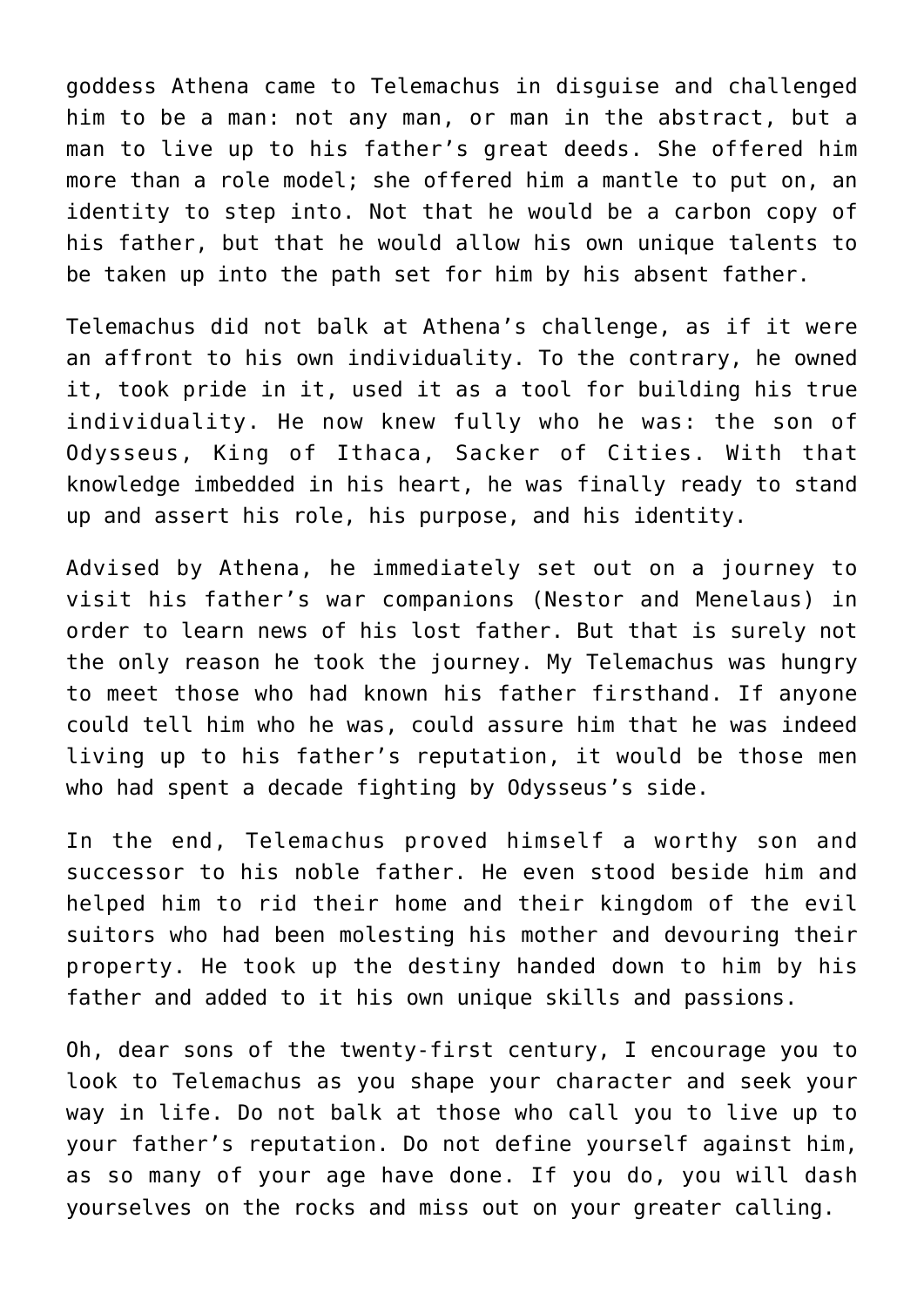goddess Athena came to Telemachus in disguise and challenged him to be a man: not any man, or man in the abstract, but a man to live up to his father's great deeds. She offered him more than a role model; she offered him a mantle to put on, an identity to step into. Not that he would be a carbon copy of his father, but that he would allow his own unique talents to be taken up into the path set for him by his absent father.

Telemachus did not balk at Athena's challenge, as if it were an affront to his own individuality. To the contrary, he owned it, took pride in it, used it as a tool for building his true individuality. He now knew fully who he was: the son of Odysseus, King of Ithaca, Sacker of Cities. With that knowledge imbedded in his heart, he was finally ready to stand up and assert his role, his purpose, and his identity.

Advised by Athena, he immediately set out on a journey to visit his father's war companions (Nestor and Menelaus) in order to learn news of his lost father. But that is surely not the only reason he took the journey. My Telemachus was hungry to meet those who had known his father firsthand. If anyone could tell him who he was, could assure him that he was indeed living up to his father's reputation, it would be those men who had spent a decade fighting by Odysseus's side.

In the end, Telemachus proved himself a worthy son and successor to his noble father. He even stood beside him and helped him to rid their home and their kingdom of the evil suitors who had been molesting his mother and devouring their property. He took up the destiny handed down to him by his father and added to it his own unique skills and passions.

Oh, dear sons of the twenty-first century, I encourage you to look to Telemachus as you shape your character and seek your way in life. Do not balk at those who call you to live up to your father's reputation. Do not define yourself against him, as so many of your age have done. If you do, you will dash yourselves on the rocks and miss out on your greater calling.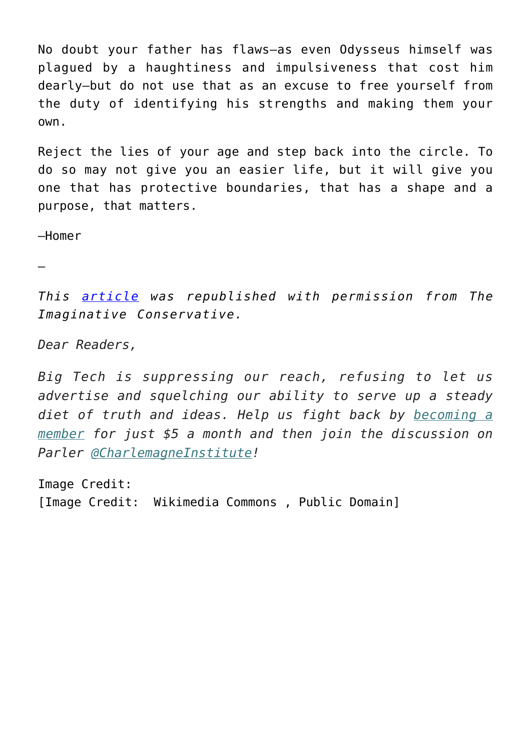No doubt your father has flaws—as even Odysseus himself was plagued by a haughtiness and impulsiveness that cost him dearly—but do not use that as an excuse to free yourself from the duty of identifying his strengths and making them your own.

Reject the lies of your age and step back into the circle. To do so may not give you an easier life, but it will give you one that has protective boundaries, that has a shape and a purpose, that matters.

—Homer

—

*This article was republished with permission from The Imaginative Conservative.*

*Dear Readers,*

*Big Tech is suppressing our reach, refusing to let us advertise and squelching our ability to serve up a steady diet of truth and ideas. Help us fight back by becoming a member for just $5 a month and then join the discussion on Parler @CharlemagneInstitute!*

Image Credit:
[Image Credit: Wikimedia Commons , Public Domain]